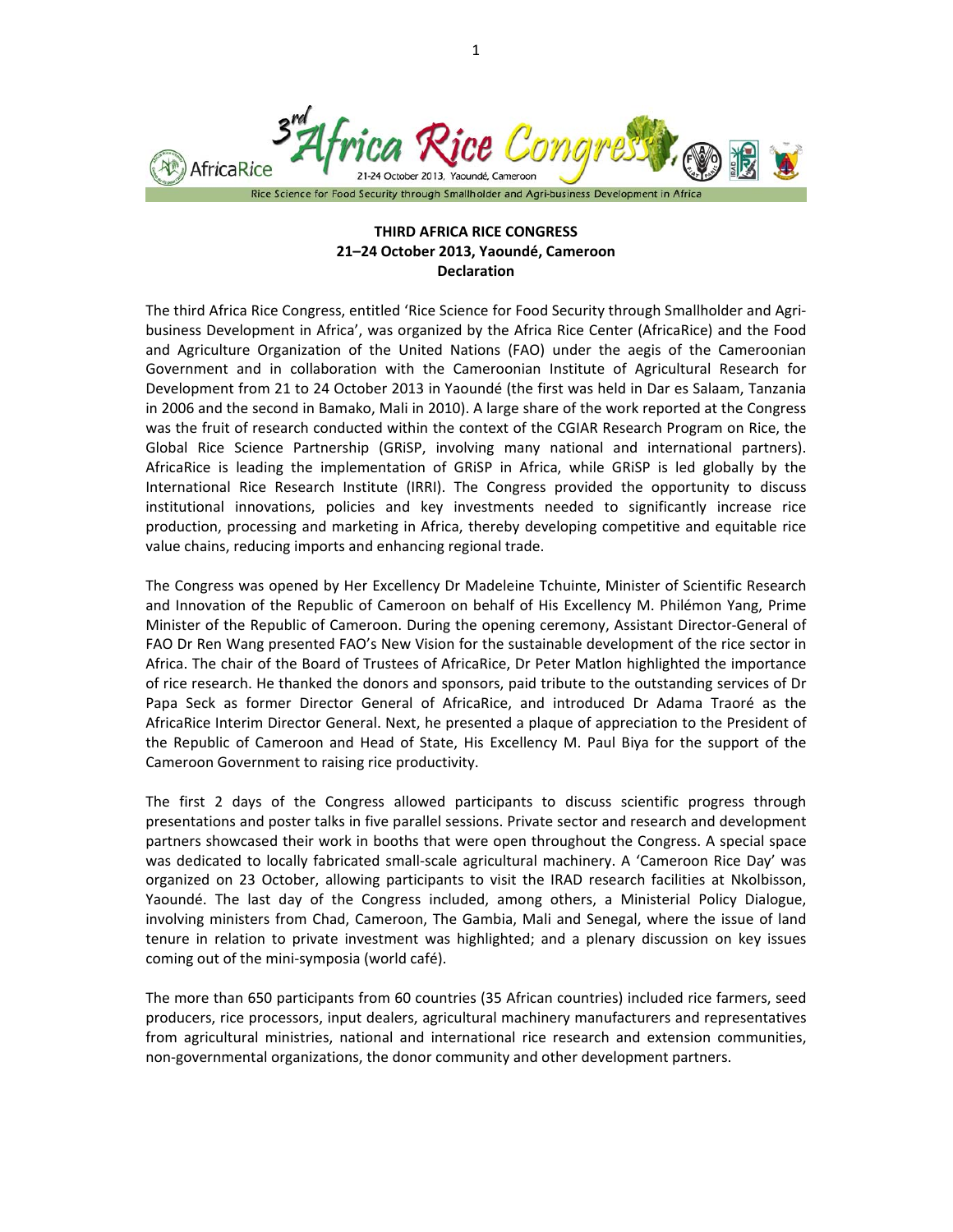**THIRD AFRICA RICE CONGRESS**
**21–24 October 2013, Yaoundé, Cameroon**
**Declaration**

The third Africa Rice Congress, entitled 'Rice Science for Food Security through Smallholder and Agri-business Development in Africa', was organized by the Africa Rice Center (AfricaRice) and the Food and Agriculture Organization of the United Nations (FAO) under the aegis of the Cameroonian Government and in collaboration with the Cameroonian Institute of Agricultural Research for Development from 21 to 24 October 2013 in Yaoundé (the first was held in Dar es Salaam, Tanzania in 2006 and the second in Bamako, Mali in 2010). A large share of the work reported at the Congress was the fruit of research conducted within the context of the CGIAR Research Program on Rice, the Global Rice Science Partnership (GRiSP, involving many national and international partners). AfricaRice is leading the implementation of GRiSP in Africa, while GRiSP is led globally by the International Rice Research Institute (IRRI). The Congress provided the opportunity to discuss institutional innovations, policies and key investments needed to significantly increase rice production, processing and marketing in Africa, thereby developing competitive and equitable rice value chains, reducing imports and enhancing regional trade.

The Congress was opened by Her Excellency Dr Madeleine Tchuinte, Minister of Scientific Research and Innovation of the Republic of Cameroon on behalf of His Excellency M. Philémon Yang, Prime Minister of the Republic of Cameroon. During the opening ceremony, Assistant Director-General of FAO Dr Ren Wang presented FAO's New Vision for the sustainable development of the rice sector in Africa. The chair of the Board of Trustees of AfricaRice, Dr Peter Matlon highlighted the importance of rice research. He thanked the donors and sponsors, paid tribute to the outstanding services of Dr Papa Seck as former Director General of AfricaRice, and introduced Dr Adama Traoré as the AfricaRice Interim Director General. Next, he presented a plaque of appreciation to the President of the Republic of Cameroon and Head of State, His Excellency M. Paul Biya for the support of the Cameroon Government to raising rice productivity.

The first 2 days of the Congress allowed participants to discuss scientific progress through presentations and poster talks in five parallel sessions. Private sector and research and development partners showcased their work in booths that were open throughout the Congress. A special space was dedicated to locally fabricated small-scale agricultural machinery. A 'Cameroon Rice Day' was organized on 23 October, allowing participants to visit the IRAD research facilities at Nkolbisson, Yaoundé. The last day of the Congress included, among others, a Ministerial Policy Dialogue, involving ministers from Chad, Cameroon, The Gambia, Mali and Senegal, where the issue of land tenure in relation to private investment was highlighted; and a plenary discussion on key issues coming out of the mini-symposia (world café).

The more than 650 participants from 60 countries (35 African countries) included rice farmers, seed producers, rice processors, input dealers, agricultural machinery manufacturers and representatives from agricultural ministries, national and international rice research and extension communities, non-governmental organizations, the donor community and other development partners.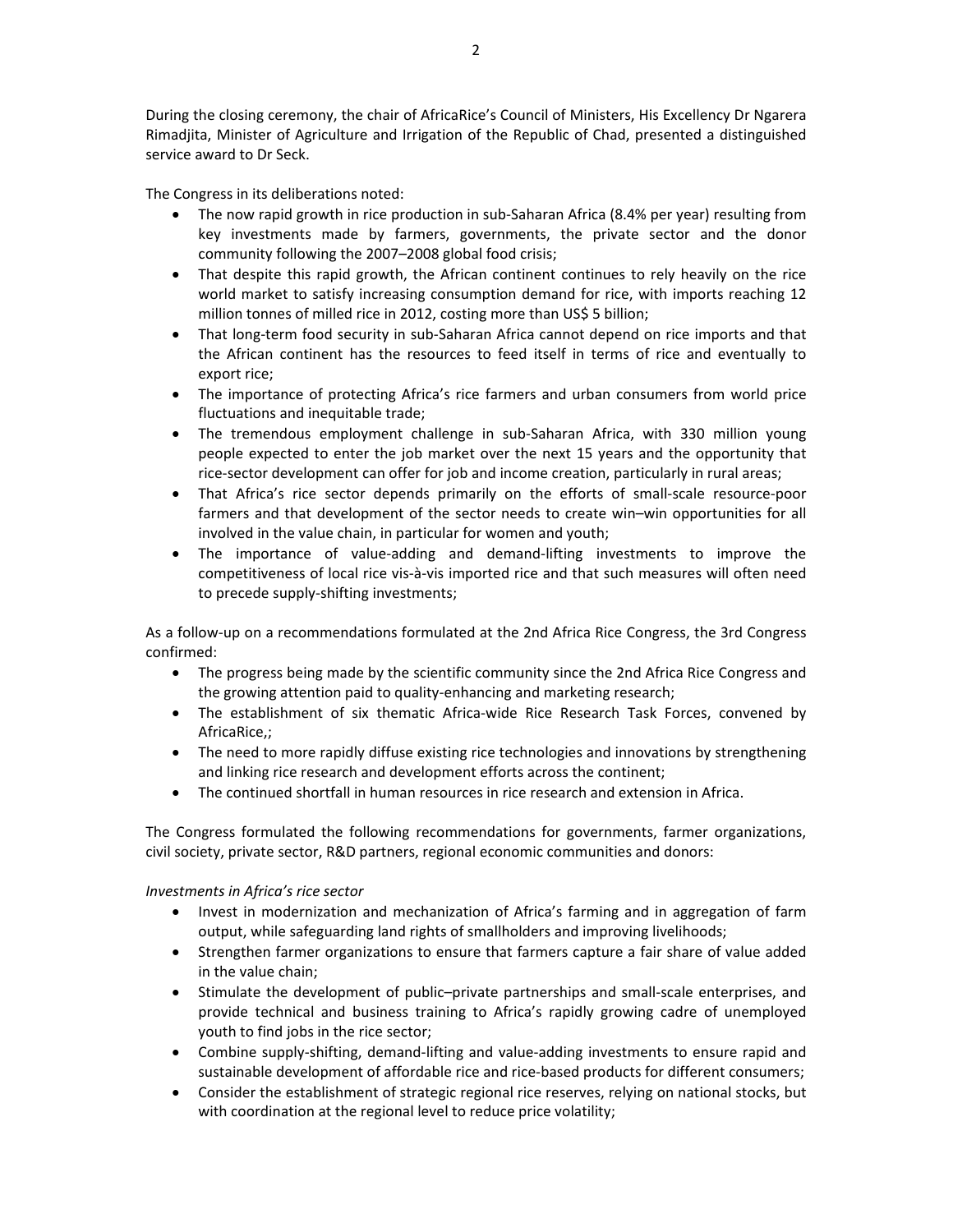During the closing ceremony, the chair of AfricaRice's Council of Ministers, His Excellency Dr Ngarera Rimadjita, Minister of Agriculture and Irrigation of the Republic of Chad, presented a distinguished service award to Dr Seck.

The Congress in its deliberations noted:

- The now rapid growth in rice production in sub-Saharan Africa (8.4% per year) resulting from key investments made by farmers, governments, the private sector and the donor community following the 2007–2008 global food crisis;
- That despite this rapid growth, the African continent continues to rely heavily on the rice world market to satisfy increasing consumption demand for rice, with imports reaching 12 million tonnes of milled rice in 2012, costing more than US$ 5 billion;
- That long-term food security in sub-Saharan Africa cannot depend on rice imports and that the African continent has the resources to feed itself in terms of rice and eventually to export rice;
- The importance of protecting Africa's rice farmers and urban consumers from world price fluctuations and inequitable trade;
- The tremendous employment challenge in sub-Saharan Africa, with 330 million young people expected to enter the job market over the next 15 years and the opportunity that rice-sector development can offer for job and income creation, particularly in rural areas;
- That Africa's rice sector depends primarily on the efforts of small-scale resource-poor farmers and that development of the sector needs to create win–win opportunities for all involved in the value chain, in particular for women and youth;
- The importance of value-adding and demand-lifting investments to improve the competitiveness of local rice vis-à-vis imported rice and that such measures will often need to precede supply-shifting investments;

As a follow-up on a recommendations formulated at the 2nd Africa Rice Congress, the 3rd Congress confirmed:

- The progress being made by the scientific community since the 2nd Africa Rice Congress and the growing attention paid to quality-enhancing and marketing research;
- The establishment of six thematic Africa-wide Rice Research Task Forces, convened by AfricaRice,;
- The need to more rapidly diffuse existing rice technologies and innovations by strengthening and linking rice research and development efforts across the continent;
- The continued shortfall in human resources in rice research and extension in Africa.

The Congress formulated the following recommendations for governments, farmer organizations, civil society, private sector, R&D partners, regional economic communities and donors:

*Investments in Africa's rice sector*

- Invest in modernization and mechanization of Africa's farming and in aggregation of farm output, while safeguarding land rights of smallholders and improving livelihoods;
- Strengthen farmer organizations to ensure that farmers capture a fair share of value added in the value chain;
- Stimulate the development of public–private partnerships and small-scale enterprises, and provide technical and business training to Africa's rapidly growing cadre of unemployed youth to find jobs in the rice sector;
- Combine supply-shifting, demand-lifting and value-adding investments to ensure rapid and sustainable development of affordable rice and rice-based products for different consumers;
- Consider the establishment of strategic regional rice reserves, relying on national stocks, but with coordination at the regional level to reduce price volatility;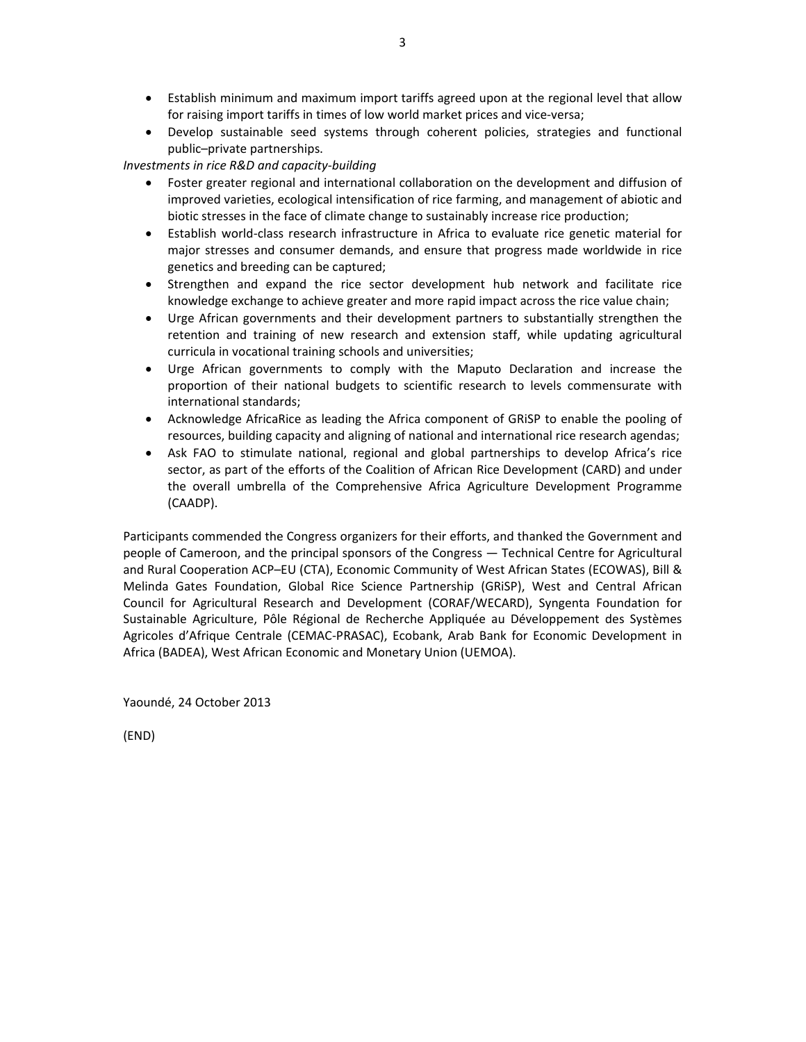- Establish minimum and maximum import tariffs agreed upon at the regional level that allow for raising import tariffs in times of low world market prices and vice-versa;
- Develop sustainable seed systems through coherent policies, strategies and functional public–private partnerships.

*Investments in rice R&D and capacity-building*

- Foster greater regional and international collaboration on the development and diffusion of improved varieties, ecological intensification of rice farming, and management of abiotic and biotic stresses in the face of climate change to sustainably increase rice production;
- Establish world-class research infrastructure in Africa to evaluate rice genetic material for major stresses and consumer demands, and ensure that progress made worldwide in rice genetics and breeding can be captured;
- Strengthen and expand the rice sector development hub network and facilitate rice knowledge exchange to achieve greater and more rapid impact across the rice value chain;
- Urge African governments and their development partners to substantially strengthen the retention and training of new research and extension staff, while updating agricultural curricula in vocational training schools and universities;
- Urge African governments to comply with the Maputo Declaration and increase the proportion of their national budgets to scientific research to levels commensurate with international standards;
- Acknowledge AfricaRice as leading the Africa component of GRiSP to enable the pooling of resources, building capacity and aligning of national and international rice research agendas;
- Ask FAO to stimulate national, regional and global partnerships to develop Africa's rice sector, as part of the efforts of the Coalition of African Rice Development (CARD) and under the overall umbrella of the Comprehensive Africa Agriculture Development Programme (CAADP).

Participants commended the Congress organizers for their efforts, and thanked the Government and people of Cameroon, and the principal sponsors of the Congress — Technical Centre for Agricultural and Rural Cooperation ACP–EU (CTA), Economic Community of West African States (ECOWAS), Bill & Melinda Gates Foundation, Global Rice Science Partnership (GRiSP), West and Central African Council for Agricultural Research and Development (CORAF/WECARD), Syngenta Foundation for Sustainable Agriculture, Pôle Régional de Recherche Appliquée au Développement des Systèmes Agricoles d'Afrique Centrale (CEMAC-PRASAC), Ecobank, Arab Bank for Economic Development in Africa (BADEA), West African Economic and Monetary Union (UEMOA).

Yaoundé, 24 October 2013

(END)